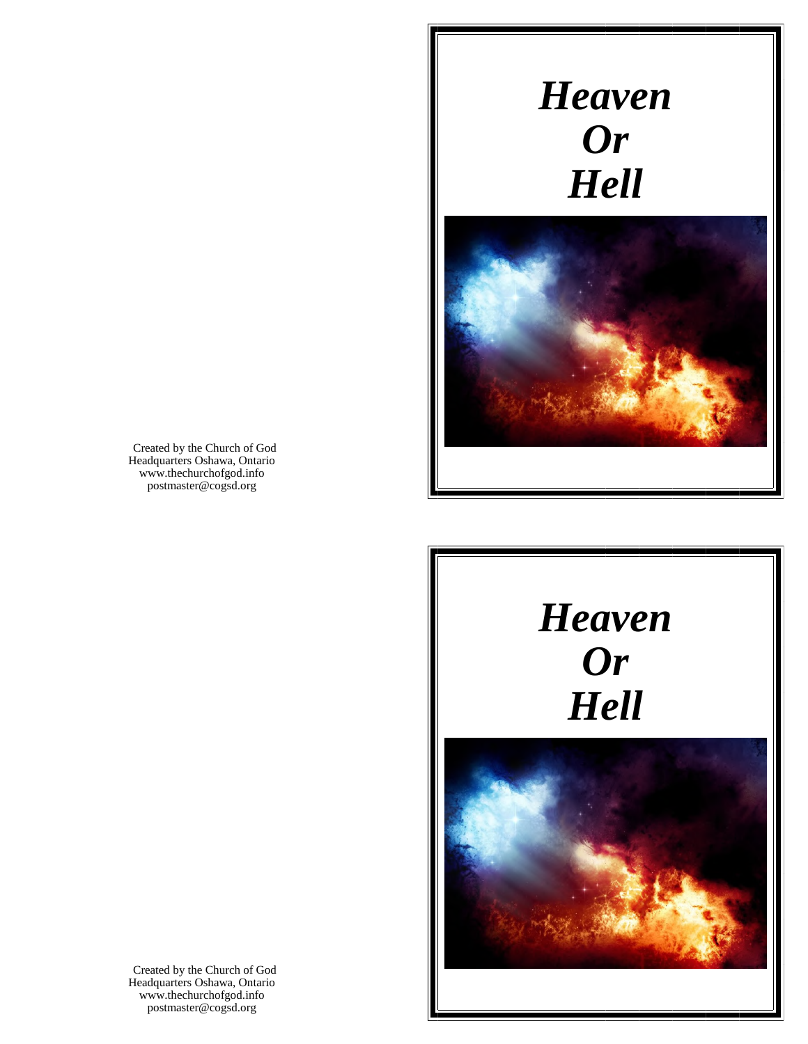Created by the Church of God
Headquarters Oshawa, Ontario
www.thechurchofgod.info
postmaster@cogsd.org

# *Heaven Or Hell*

Created by the Church of God
Headquarters Oshawa, Ontario
www.thechurchofgod.info
postmaster@cogsd.org

# *Heaven Or Hell*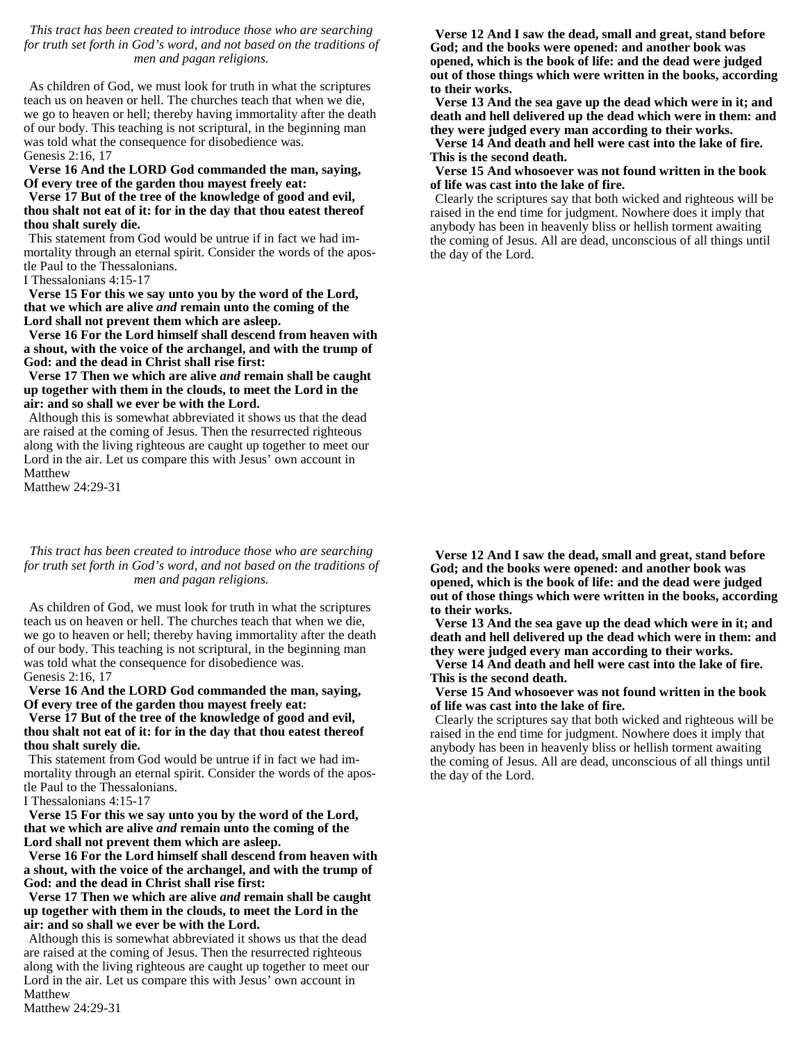*This tract has been created to introduce those who are searching for truth set forth in God's word, and not based on the traditions of men and pagan religions.*

As children of God, we must look for truth in what the scriptures teach us on heaven or hell. The churches teach that when we die, we go to heaven or hell; thereby having immortality after the death of our body. This teaching is not scriptural, in the beginning man was told what the consequence for disobedience was.

Genesis 2:16, 17

**Verse 16 And the LORD God commanded the man, saying, Of every tree of the garden thou mayest freely eat:**

**Verse 17 But of the tree of the knowledge of good and evil, thou shalt not eat of it: for in the day that thou eatest thereof thou shalt surely die.**

This statement from God would be untrue if in fact we had immortality through an eternal spirit. Consider the words of the apostle Paul to the Thessalonians.

I Thessalonians 4:15-17

**Verse 15 For this we say unto you by the word of the Lord, that we which are alive *and* remain unto the coming of the Lord shall not prevent them which are asleep.**

**Verse 16 For the Lord himself shall descend from heaven with a shout, with the voice of the archangel, and with the trump of God: and the dead in Christ shall rise first:**

**Verse 17 Then we which are alive *and* remain shall be caught up together with them in the clouds, to meet the Lord in the air: and so shall we ever be with the Lord.**

Although this is somewhat abbreviated it shows us that the dead are raised at the coming of Jesus. Then the resurrected righteous along with the living righteous are caught up together to meet our Lord in the air. Let us compare this with Jesus' own account in Matthew

Matthew 24:29-31

**Verse 12 And I saw the dead, small and great, stand before God; and the books were opened: and another book was opened, which is the book of life: and the dead were judged out of those things which were written in the books, according to their works.**

**Verse 13 And the sea gave up the dead which were in it; and death and hell delivered up the dead which were in them: and they were judged every man according to their works.**

**Verse 14 And death and hell were cast into the lake of fire. This is the second death.**

**Verse 15 And whosoever was not found written in the book of life was cast into the lake of fire.**

Clearly the scriptures say that both wicked and righteous will be raised in the end time for judgment. Nowhere does it imply that anybody has been in heavenly bliss or hellish torment awaiting the coming of Jesus. All are dead, unconscious of all things until the day of the Lord.

*This tract has been created to introduce those who are searching for truth set forth in God's word, and not based on the traditions of men and pagan religions.*

As children of God, we must look for truth in what the scriptures teach us on heaven or hell. The churches teach that when we die, we go to heaven or hell; thereby having immortality after the death of our body. This teaching is not scriptural, in the beginning man was told what the consequence for disobedience was.

Genesis 2:16, 17

**Verse 16 And the LORD God commanded the man, saying, Of every tree of the garden thou mayest freely eat:**

**Verse 17 But of the tree of the knowledge of good and evil, thou shalt not eat of it: for in the day that thou eatest thereof thou shalt surely die.**

This statement from God would be untrue if in fact we had immortality through an eternal spirit. Consider the words of the apostle Paul to the Thessalonians.

I Thessalonians 4:15-17

**Verse 15 For this we say unto you by the word of the Lord, that we which are alive *and* remain unto the coming of the Lord shall not prevent them which are asleep.**

**Verse 16 For the Lord himself shall descend from heaven with a shout, with the voice of the archangel, and with the trump of God: and the dead in Christ shall rise first:**

**Verse 17 Then we which are alive *and* remain shall be caught up together with them in the clouds, to meet the Lord in the air: and so shall we ever be with the Lord.**

Although this is somewhat abbreviated it shows us that the dead are raised at the coming of Jesus. Then the resurrected righteous along with the living righteous are caught up together to meet our Lord in the air. Let us compare this with Jesus' own account in Matthew

Matthew 24:29-31

**Verse 12 And I saw the dead, small and great, stand before God; and the books were opened: and another book was opened, which is the book of life: and the dead were judged out of those things which were written in the books, according to their works.**

**Verse 13 And the sea gave up the dead which were in it; and death and hell delivered up the dead which were in them: and they were judged every man according to their works.**

**Verse 14 And death and hell were cast into the lake of fire. This is the second death.**

**Verse 15 And whosoever was not found written in the book of life was cast into the lake of fire.**

Clearly the scriptures say that both wicked and righteous will be raised in the end time for judgment. Nowhere does it imply that anybody has been in heavenly bliss or hellish torment awaiting the coming of Jesus. All are dead, unconscious of all things until the day of the Lord.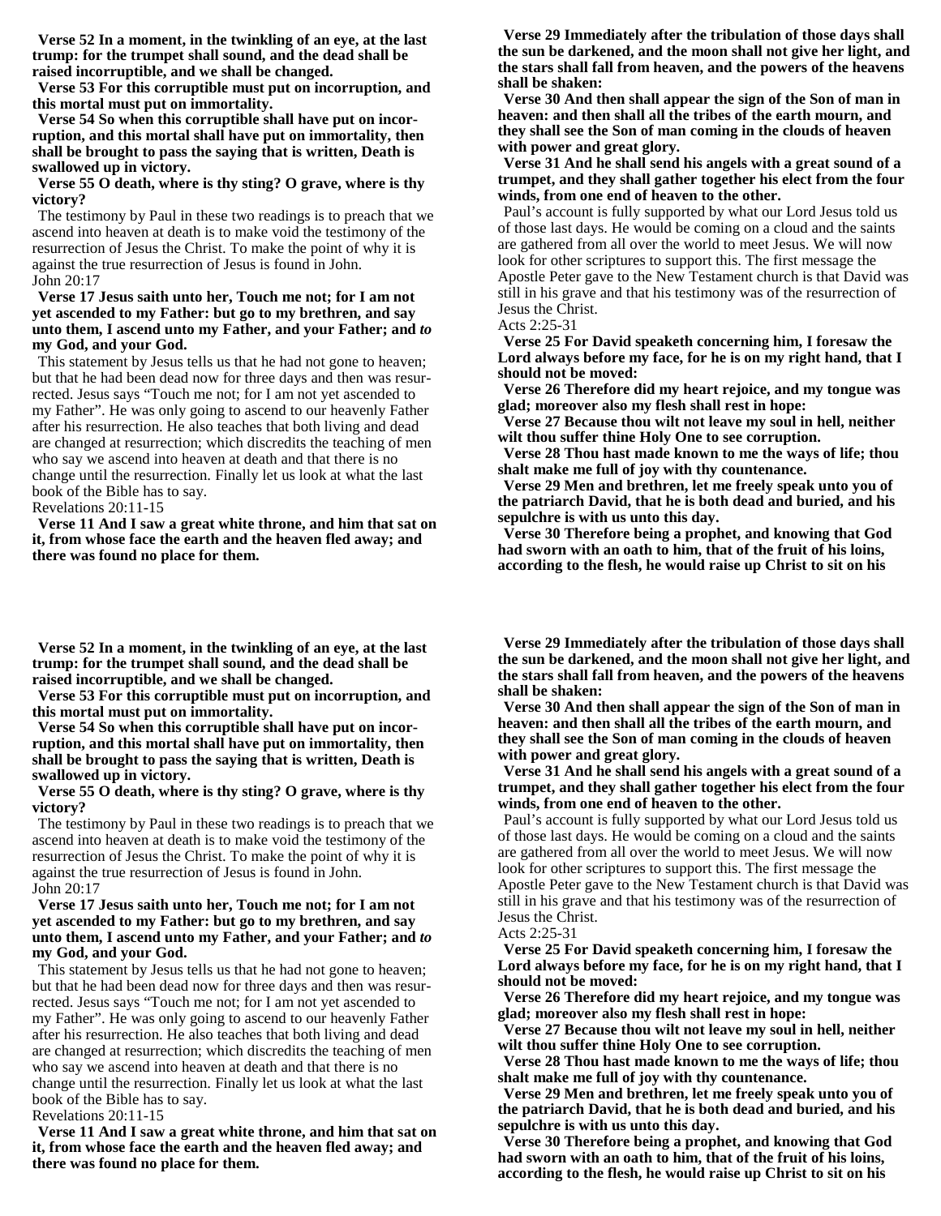**Verse 52 In a moment, in the twinkling of an eye, at the last trump: for the trumpet shall sound, and the dead shall be raised incorruptible, and we shall be changed.**

**Verse 53 For this corruptible must put on incorruption, and this mortal must put on immortality.**

**Verse 54 So when this corruptible shall have put on incorruption, and this mortal shall have put on immortality, then shall be brought to pass the saying that is written, Death is swallowed up in victory.**

**Verse 55 O death, where is thy sting? O grave, where is thy victory?**

The testimony by Paul in these two readings is to preach that we ascend into heaven at death is to make void the testimony of the resurrection of Jesus the Christ. To make the point of why it is against the true resurrection of Jesus is found in John.

John 20:17

**Verse 17 Jesus saith unto her, Touch me not; for I am not yet ascended to my Father: but go to my brethren, and say unto them, I ascend unto my Father, and your Father; and *to* my God, and your God.**

This statement by Jesus tells us that he had not gone to heaven; but that he had been dead now for three days and then was resurrected. Jesus says "Touch me not; for I am not yet ascended to my Father". He was only going to ascend to our heavenly Father after his resurrection. He also teaches that both living and dead are changed at resurrection; which discredits the teaching of men who say we ascend into heaven at death and that there is no change until the resurrection. Finally let us look at what the last book of the Bible has to say.

Revelations 20:11-15

**Verse 11 And I saw a great white throne, and him that sat on it, from whose face the earth and the heaven fled away; and there was found no place for them.**

**Verse 29 Immediately after the tribulation of those days shall the sun be darkened, and the moon shall not give her light, and the stars shall fall from heaven, and the powers of the heavens shall be shaken:**

**Verse 30 And then shall appear the sign of the Son of man in heaven: and then shall all the tribes of the earth mourn, and they shall see the Son of man coming in the clouds of heaven with power and great glory.**

**Verse 31 And he shall send his angels with a great sound of a trumpet, and they shall gather together his elect from the four winds, from one end of heaven to the other.**

Paul's account is fully supported by what our Lord Jesus told us of those last days. He would be coming on a cloud and the saints are gathered from all over the world to meet Jesus. We will now look for other scriptures to support this. The first message the Apostle Peter gave to the New Testament church is that David was still in his grave and that his testimony was of the resurrection of Jesus the Christ.

Acts 2:25-31

**Verse 25 For David speaketh concerning him, I foresaw the Lord always before my face, for he is on my right hand, that I should not be moved:**

**Verse 26 Therefore did my heart rejoice, and my tongue was glad; moreover also my flesh shall rest in hope:**

**Verse 27 Because thou wilt not leave my soul in hell, neither wilt thou suffer thine Holy One to see corruption.**

**Verse 28 Thou hast made known to me the ways of life; thou shalt make me full of joy with thy countenance.**

**Verse 29 Men and brethren, let me freely speak unto you of the patriarch David, that he is both dead and buried, and his sepulchre is with us unto this day.**

**Verse 30 Therefore being a prophet, and knowing that God had sworn with an oath to him, that of the fruit of his loins, according to the flesh, he would raise up Christ to sit on his**

**Verse 52 In a moment, in the twinkling of an eye, at the last trump: for the trumpet shall sound, and the dead shall be raised incorruptible, and we shall be changed.**

**Verse 53 For this corruptible must put on incorruption, and this mortal must put on immortality.**

**Verse 54 So when this corruptible shall have put on incorruption, and this mortal shall have put on immortality, then shall be brought to pass the saying that is written, Death is swallowed up in victory.**

**Verse 55 O death, where is thy sting? O grave, where is thy victory?**

The testimony by Paul in these two readings is to preach that we ascend into heaven at death is to make void the testimony of the resurrection of Jesus the Christ. To make the point of why it is against the true resurrection of Jesus is found in John.

John 20:17

**Verse 17 Jesus saith unto her, Touch me not; for I am not yet ascended to my Father: but go to my brethren, and say unto them, I ascend unto my Father, and your Father; and *to* my God, and your God.**

This statement by Jesus tells us that he had not gone to heaven; but that he had been dead now for three days and then was resurrected. Jesus says "Touch me not; for I am not yet ascended to my Father". He was only going to ascend to our heavenly Father after his resurrection. He also teaches that both living and dead are changed at resurrection; which discredits the teaching of men who say we ascend into heaven at death and that there is no change until the resurrection. Finally let us look at what the last book of the Bible has to say.

Revelations 20:11-15

**Verse 11 And I saw a great white throne, and him that sat on it, from whose face the earth and the heaven fled away; and there was found no place for them.**

**Verse 29 Immediately after the tribulation of those days shall the sun be darkened, and the moon shall not give her light, and the stars shall fall from heaven, and the powers of the heavens shall be shaken:**

**Verse 30 And then shall appear the sign of the Son of man in heaven: and then shall all the tribes of the earth mourn, and they shall see the Son of man coming in the clouds of heaven with power and great glory.**

**Verse 31 And he shall send his angels with a great sound of a trumpet, and they shall gather together his elect from the four winds, from one end of heaven to the other.**

Paul's account is fully supported by what our Lord Jesus told us of those last days. He would be coming on a cloud and the saints are gathered from all over the world to meet Jesus. We will now look for other scriptures to support this. The first message the Apostle Peter gave to the New Testament church is that David was still in his grave and that his testimony was of the resurrection of Jesus the Christ.

Acts 2:25-31

**Verse 25 For David speaketh concerning him, I foresaw the Lord always before my face, for he is on my right hand, that I should not be moved:**

**Verse 26 Therefore did my heart rejoice, and my tongue was glad; moreover also my flesh shall rest in hope:**

**Verse 27 Because thou wilt not leave my soul in hell, neither wilt thou suffer thine Holy One to see corruption.**

**Verse 28 Thou hast made known to me the ways of life; thou shalt make me full of joy with thy countenance.**

**Verse 29 Men and brethren, let me freely speak unto you of the patriarch David, that he is both dead and buried, and his sepulchre is with us unto this day.**

**Verse 30 Therefore being a prophet, and knowing that God had sworn with an oath to him, that of the fruit of his loins, according to the flesh, he would raise up Christ to sit on his**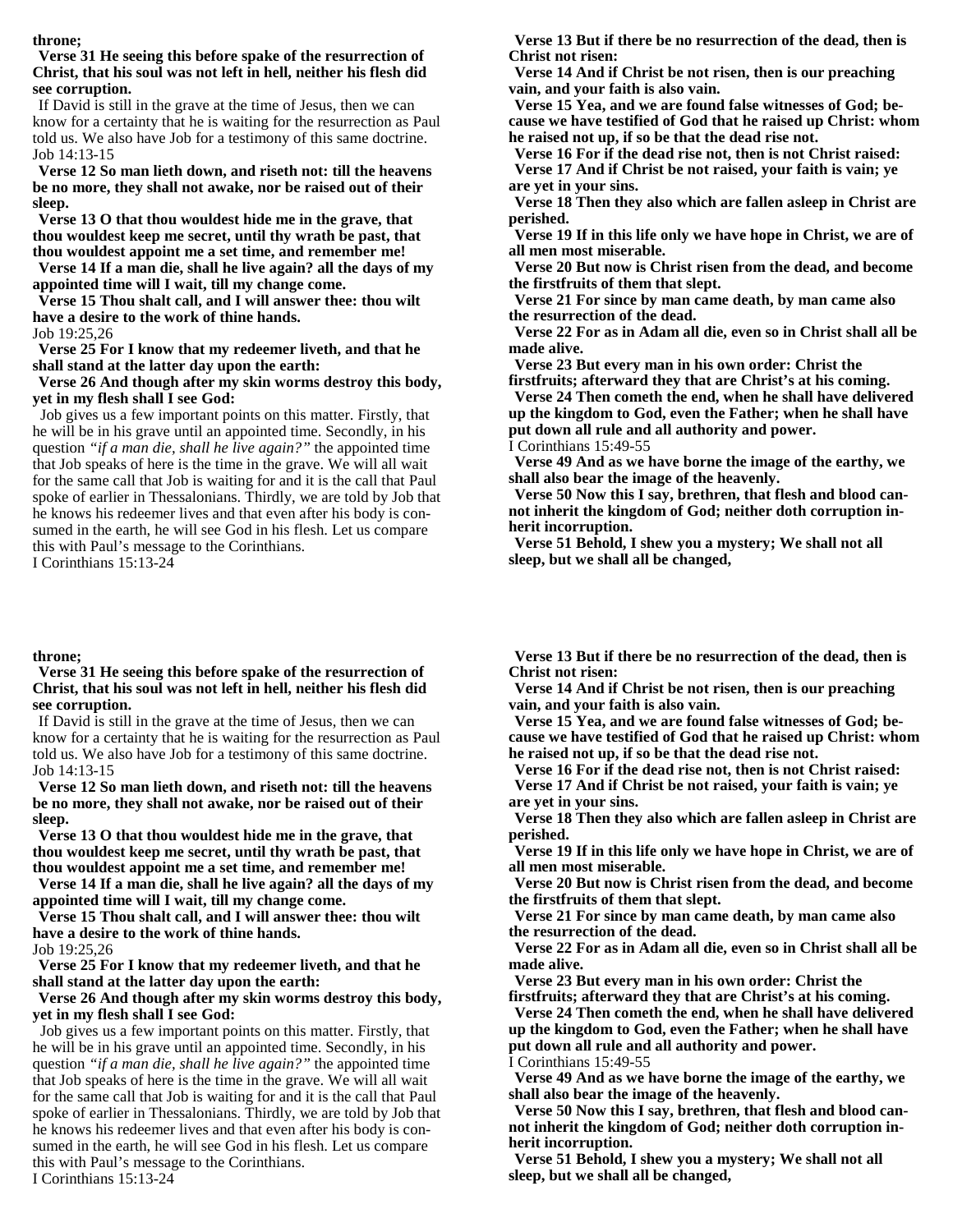**throne;**

**Verse 31 He seeing this before spake of the resurrection of Christ, that his soul was not left in hell, neither his flesh did see corruption.**

If David is still in the grave at the time of Jesus, then we can know for a certainty that he is waiting for the resurrection as Paul told us. We also have Job for a testimony of this same doctrine.

Job 14:13-15

**Verse 12 So man lieth down, and riseth not: till the heavens be no more, they shall not awake, nor be raised out of their sleep.**

**Verse 13 O that thou wouldest hide me in the grave, that thou wouldest keep me secret, until thy wrath be past, that thou wouldest appoint me a set time, and remember me!**

**Verse 14 If a man die, shall he live again? all the days of my appointed time will I wait, till my change come.**

**Verse 15 Thou shalt call, and I will answer thee: thou wilt have a desire to the work of thine hands.**

Job 19:25,26

**Verse 25 For I know that my redeemer liveth, and that he shall stand at the latter day upon the earth:**

**Verse 26 And though after my skin worms destroy this body, yet in my flesh shall I see God:**

Job gives us a few important points on this matter. Firstly, that he will be in his grave until an appointed time. Secondly, in his question *"if a man die, shall he live again?"* the appointed time that Job speaks of here is the time in the grave. We will all wait for the same call that Job is waiting for and it is the call that Paul spoke of earlier in Thessalonians. Thirdly, we are told by Job that he knows his redeemer lives and that even after his body is consumed in the earth, he will see God in his flesh. Let us compare this with Paul's message to the Corinthians.

I Corinthians 15:13-24

**Verse 13 But if there be no resurrection of the dead, then is Christ not risen:**

**Verse 14 And if Christ be not risen, then is our preaching vain, and your faith is also vain.**

**Verse 15 Yea, and we are found false witnesses of God; because we have testified of God that he raised up Christ: whom he raised not up, if so be that the dead rise not.**

**Verse 16 For if the dead rise not, then is not Christ raised:**

**Verse 17 And if Christ be not raised, your faith is vain; ye are yet in your sins.**

**Verse 18 Then they also which are fallen asleep in Christ are perished.**

**Verse 19 If in this life only we have hope in Christ, we are of all men most miserable.**

**Verse 20 But now is Christ risen from the dead, and become the firstfruits of them that slept.**

**Verse 21 For since by man came death, by man came also the resurrection of the dead.**

**Verse 22 For as in Adam all die, even so in Christ shall all be made alive.**

**Verse 23 But every man in his own order: Christ the firstfruits; afterward they that are Christ's at his coming.**

**Verse 24 Then cometh the end, when he shall have delivered up the kingdom to God, even the Father; when he shall have put down all rule and all authority and power.**

I Corinthians 15:49-55

**Verse 49 And as we have borne the image of the earthy, we shall also bear the image of the heavenly.**

**Verse 50 Now this I say, brethren, that flesh and blood cannot inherit the kingdom of God; neither doth corruption inherit incorruption.**

**Verse 51 Behold, I shew you a mystery; We shall not all sleep, but we shall all be changed,**

**throne;**

**Verse 31 He seeing this before spake of the resurrection of Christ, that his soul was not left in hell, neither his flesh did see corruption.**

If David is still in the grave at the time of Jesus, then we can know for a certainty that he is waiting for the resurrection as Paul told us. We also have Job for a testimony of this same doctrine.

Job 14:13-15

**Verse 12 So man lieth down, and riseth not: till the heavens be no more, they shall not awake, nor be raised out of their sleep.**

**Verse 13 O that thou wouldest hide me in the grave, that thou wouldest keep me secret, until thy wrath be past, that thou wouldest appoint me a set time, and remember me!**

**Verse 14 If a man die, shall he live again? all the days of my appointed time will I wait, till my change come.**

**Verse 15 Thou shalt call, and I will answer thee: thou wilt have a desire to the work of thine hands.**

Job 19:25,26

**Verse 25 For I know that my redeemer liveth, and that he shall stand at the latter day upon the earth:**

**Verse 26 And though after my skin worms destroy this body, yet in my flesh shall I see God:**

Job gives us a few important points on this matter. Firstly, that he will be in his grave until an appointed time. Secondly, in his question *"if a man die, shall he live again?"* the appointed time that Job speaks of here is the time in the grave. We will all wait for the same call that Job is waiting for and it is the call that Paul spoke of earlier in Thessalonians. Thirdly, we are told by Job that he knows his redeemer lives and that even after his body is consumed in the earth, he will see God in his flesh. Let us compare this with Paul's message to the Corinthians.

I Corinthians 15:13-24

**Verse 13 But if there be no resurrection of the dead, then is Christ not risen:**

**Verse 14 And if Christ be not risen, then is our preaching vain, and your faith is also vain.**

**Verse 15 Yea, and we are found false witnesses of God; because we have testified of God that he raised up Christ: whom he raised not up, if so be that the dead rise not.**

**Verse 16 For if the dead rise not, then is not Christ raised:**

**Verse 17 And if Christ be not raised, your faith is vain; ye are yet in your sins.**

**Verse 18 Then they also which are fallen asleep in Christ are perished.**

**Verse 19 If in this life only we have hope in Christ, we are of all men most miserable.**

**Verse 20 But now is Christ risen from the dead, and become the firstfruits of them that slept.**

**Verse 21 For since by man came death, by man came also the resurrection of the dead.**

**Verse 22 For as in Adam all die, even so in Christ shall all be made alive.**

**Verse 23 But every man in his own order: Christ the firstfruits; afterward they that are Christ's at his coming.**

**Verse 24 Then cometh the end, when he shall have delivered up the kingdom to God, even the Father; when he shall have put down all rule and all authority and power.**

I Corinthians 15:49-55

**Verse 49 And as we have borne the image of the earthy, we shall also bear the image of the heavenly.**

**Verse 50 Now this I say, brethren, that flesh and blood cannot inherit the kingdom of God; neither doth corruption inherit incorruption.**

**Verse 51 Behold, I shew you a mystery; We shall not all sleep, but we shall all be changed,**